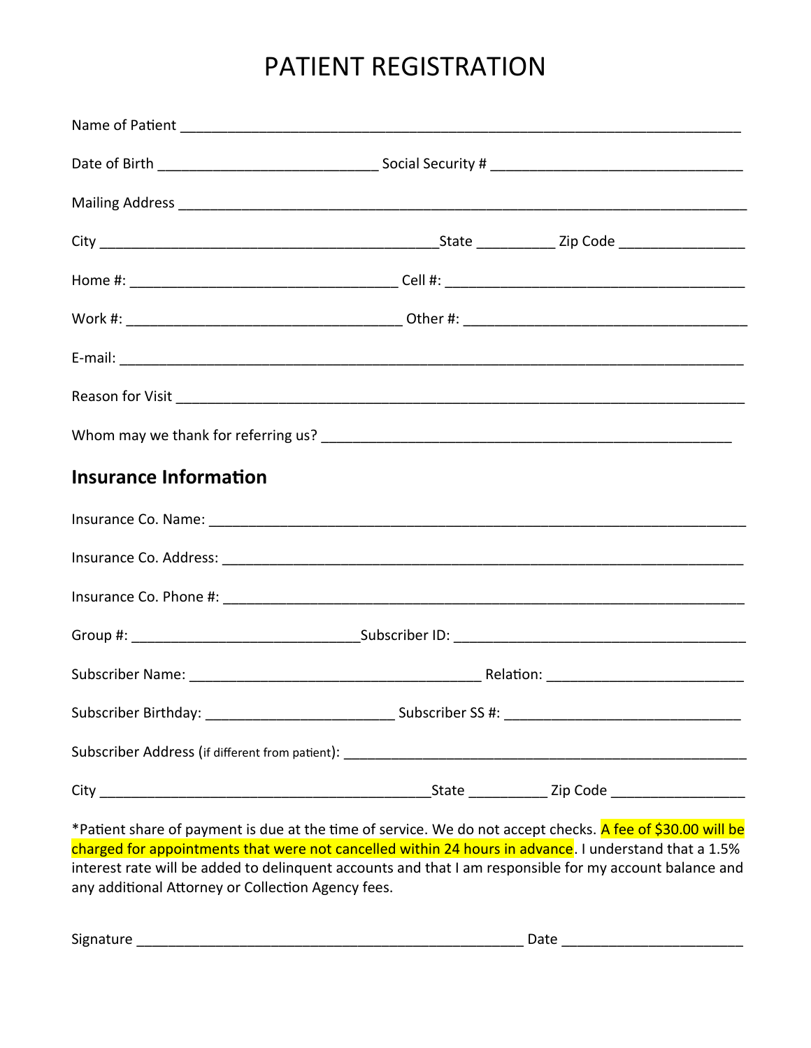# PATIENT REGISTRATION

Name of Patient ___________________________________________________________________________

Date of Birth ____________________________ Social Security # ________________________________

Mailing Address ___________________________________________________________________________

City ___________________________________________State __________ Zip Code ________________

Home #: __________________________________ Cell #: ______________________________________

Work #: ___________________________________ Other #: ____________________________________

E-mail: ____________________________________________________________________________________

Reason for Visit ___________________________________________________________________________

Whom may we thank for referring us? ______________________________________________________

## Insurance Information

Insurance Co. Name: _______________________________________________________________________

Insurance Co. Address: _____________________________________________________________________

Insurance Co. Phone #: _____________________________________________________________________

Group #: _____________________________Subscriber ID: _____________________________________

Subscriber Name: ______________________________________ Relation: ________________________

Subscriber Birthday: _______________________ Subscriber SS #: _____________________________

Subscriber Address (if different from patient): __________________________________________________

City ___________________________________________State __________ Zip Code _________________

*Patient share of payment is due at the time of service. We do not accept checks. A fee of $30.00 will be charged for appointments that were not cancelled within 24 hours in advance. I understand that a 1.5% interest rate will be added to delinquent accounts and that I am responsible for my account balance and any additional Attorney or Collection Agency fees.

Signature __________________________________________________ Date _______________________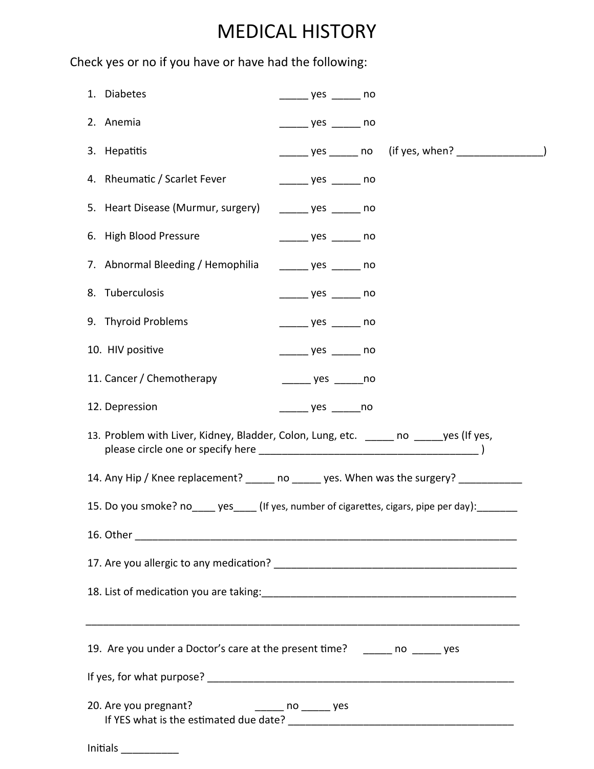# MEDICAL HISTORY

Check yes or no if you have or have had the following:

1. Diabetes _____ yes _____ no
2. Anemia _____ yes _____ no
3. Hepatitis _____ yes _____ no (if yes, when? _______________)
4. Rheumatic / Scarlet Fever _____ yes _____ no
5. Heart Disease (Murmur, surgery) _____ yes _____ no
6. High Blood Pressure _____ yes _____ no
7. Abnormal Bleeding / Hemophilia _____ yes _____ no
8. Tuberculosis _____ yes _____ no
9. Thyroid Problems _____ yes _____ no
10. HIV positive _____ yes _____ no
11. Cancer / Chemotherapy _____ yes _____no
12. Depression _____ yes _____no
13. Problem with Liver, Kidney, Bladder, Colon, Lung, etc. _____ no _____yes (If yes, please circle one or specify here _______________________________________ )
14. Any Hip / Knee replacement? _____ no _____ yes. When was the surgery? ___________
15. Do you smoke? no____ yes____ (If yes, number of cigarettes, cigars, pipe per day):_______
16. Other _____________________________________________________________________
17. Are you allergic to any medication? __________________________________________
18. List of medication you are taking:____________________________________________

_____________________________________________________________________________

19. Are you under a Doctor's care at the present time? _____ no _____ yes

If yes, for what purpose? ______________________________________________________

20. Are you pregnant? _____ no _____ yes
    If YES what is the estimated due date? _______________________________________

Initials __________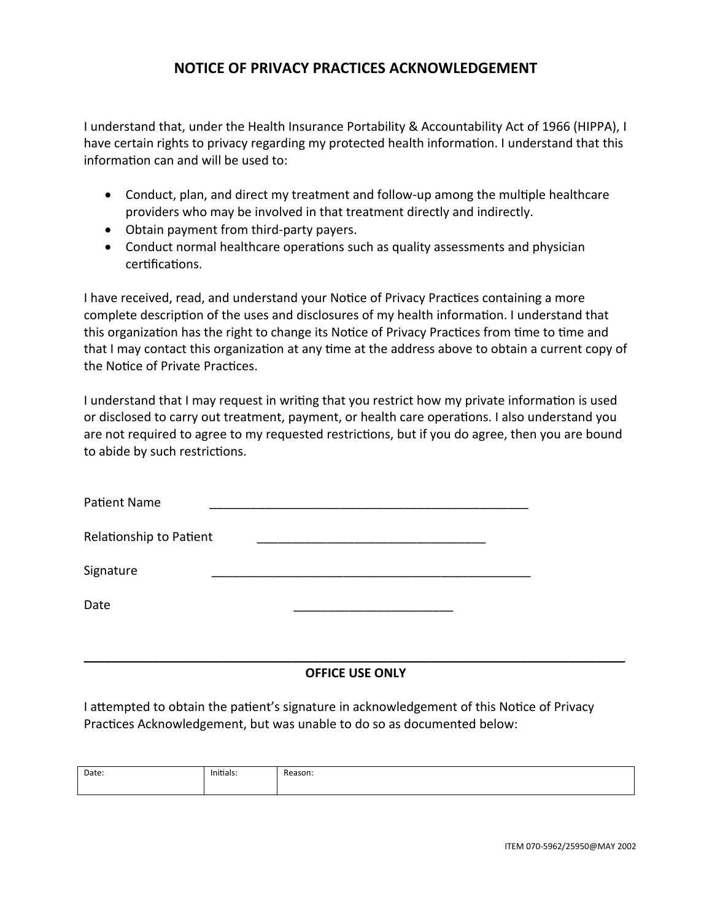# NOTICE OF PRIVACY PRACTICES ACKNOWLEDGEMENT

I understand that, under the Health Insurance Portability & Accountability Act of 1966 (HIPPA), I have certain rights to privacy regarding my protected health information. I understand that this information can and will be used to:

- Conduct, plan, and direct my treatment and follow-up among the multiple healthcare providers who may be involved in that treatment directly and indirectly.
- Obtain payment from third-party payers.
- Conduct normal healthcare operations such as quality assessments and physician certifications.

I have received, read, and understand your Notice of Privacy Practices containing a more complete description of the uses and disclosures of my health information. I understand that this organization has the right to change its Notice of Privacy Practices from time to time and that I may contact this organization at any time at the address above to obtain a current copy of the Notice of Private Practices.

I understand that I may request in writing that you restrict how my private information is used or disclosed to carry out treatment, payment, or health care operations. I also understand you are not required to agree to my requested restrictions, but if you do agree, then you are bound to abide by such restrictions.

Patient Name ________________________________________________

Relationship to Patient __________________________________

Signature ________________________________________________

Date ______________________

---

**OFFICE USE ONLY**

I attempted to obtain the patient's signature in acknowledgement of this Notice of Privacy Practices Acknowledgement, but was unable to do so as documented below:

| Date: | Initials: | Reason: |
|---|---|---|
| | | |

ITEM 070-5962/25950@MAY 2002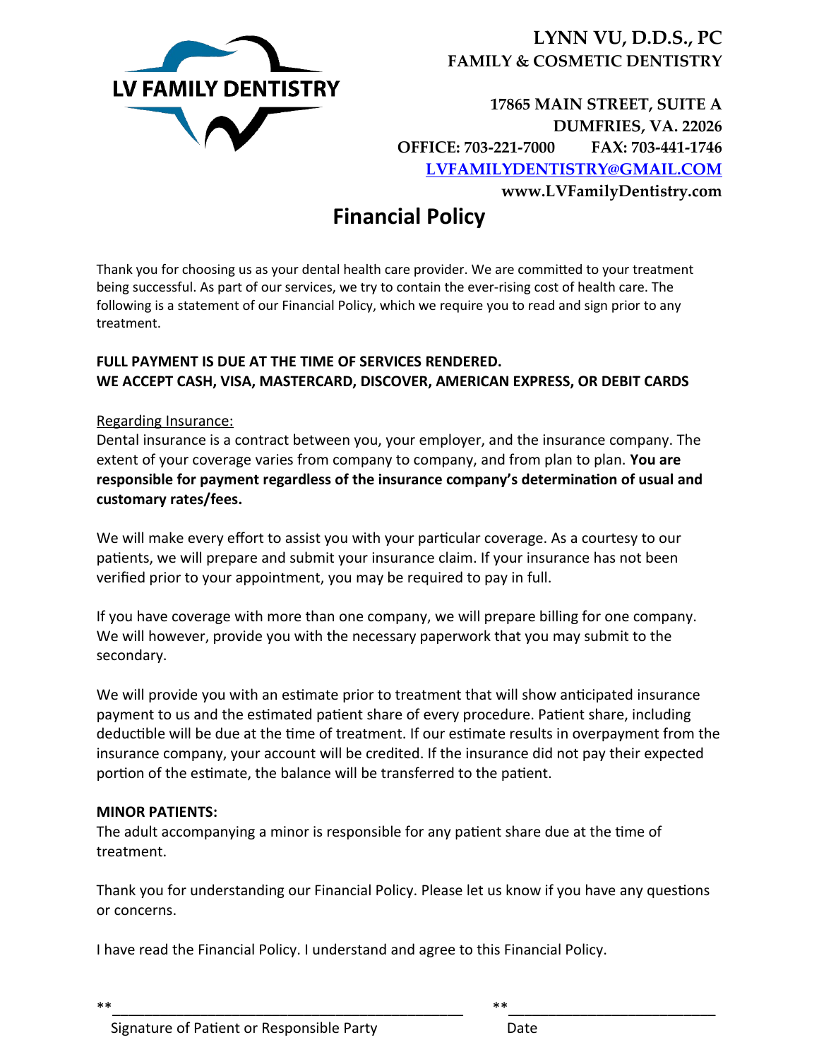LV FAMILY DENTISTRY

**LYNN VU, D.D.S., PC**
**FAMILY & COSMETIC DENTISTRY**

**17865 MAIN STREET, SUITE A**
**DUMFRIES, VA. 22026**
**OFFICE: 703-221-7000 FAX: 703-441-1746**
**LVFAMILYDENTISTRY@GMAIL.COM**
**www.LVFamilyDentistry.com**

# Financial Policy

Thank you for choosing us as your dental health care provider. We are committed to your treatment being successful. As part of our services, we try to contain the ever-rising cost of health care. The following is a statement of our Financial Policy, which we require you to read and sign prior to any treatment.

**FULL PAYMENT IS DUE AT THE TIME OF SERVICES RENDERED.**
**WE ACCEPT CASH, VISA, MASTERCARD, DISCOVER, AMERICAN EXPRESS, OR DEBIT CARDS**

Regarding Insurance:
Dental insurance is a contract between you, your employer, and the insurance company. The extent of your coverage varies from company to company, and from plan to plan. **You are responsible for payment regardless of the insurance company's determination of usual and customary rates/fees.**

We will make every effort to assist you with your particular coverage. As a courtesy to our patients, we will prepare and submit your insurance claim. If your insurance has not been verified prior to your appointment, you may be required to pay in full.

If you have coverage with more than one company, we will prepare billing for one company. We will however, provide you with the necessary paperwork that you may submit to the secondary.

We will provide you with an estimate prior to treatment that will show anticipated insurance payment to us and the estimated patient share of every procedure. Patient share, including deductible will be due at the time of treatment. If our estimate results in overpayment from the insurance company, your account will be credited. If the insurance did not pay their expected portion of the estimate, the balance will be transferred to the patient.

**MINOR PATIENTS:**
The adult accompanying a minor is responsible for any patient share due at the time of treatment.

Thank you for understanding our Financial Policy. Please let us know if you have any questions or concerns.

I have read the Financial Policy. I understand and agree to this Financial Policy.

**_______________________________________________ **___________________________
Signature of Patient or Responsible Party Date